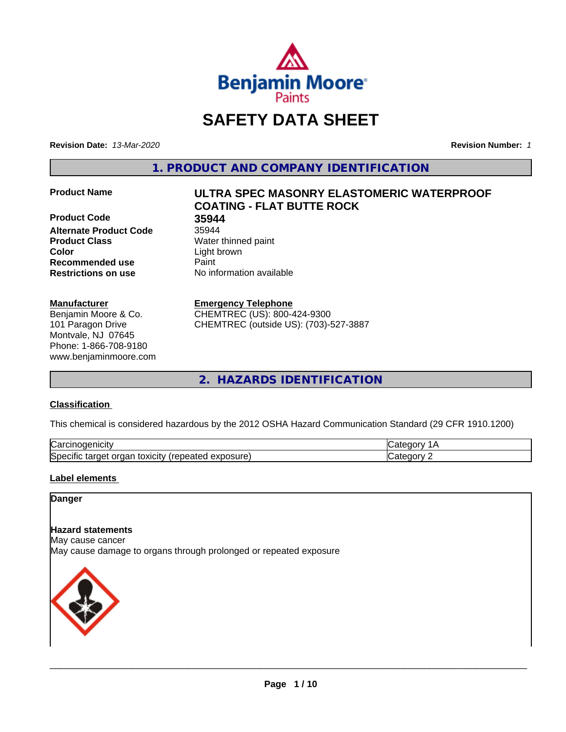# SAFETY DATA SHEET

**Revision Date:** *13-Mar-2020* **Revision Number:** *1*

## 1. PRODUCT AND COMPANY IDENTIFICATION

| | |
|---|---|
| **Product Name** | **ULTRA SPEC MASONRY ELASTOMERIC WATERPROOF COATING - FLAT BUTTE ROCK** |
| **Product Code** | **35944** |
| **Alternate Product Code** | 35944 |
| **Product Class** | Water thinned paint |
| **Color** | Light brown |
| **Recommended use** | Paint |
| **Restrictions on use** | No information available |

**Manufacturer**
Benjamin Moore & Co.
101 Paragon Drive
Montvale, NJ 07645
Phone: 1-866-708-9180
www.benjaminmoore.com

**Emergency Telephone**
CHEMTREC (US): 800-424-9300
CHEMTREC (outside US): (703)-527-3887

## 2. HAZARDS IDENTIFICATION

### Classification

This chemical is considered hazardous by the 2012 OSHA Hazard Communication Standard (29 CFR 1910.1200)

| | |
|---|---|
| Carcinogenicity | Category 1A |
| Specific target organ toxicity (repeated exposure) | Category 2 |

### Label elements

**Danger**

**Hazard statements**
May cause cancer
May cause damage to organs through prolonged or repeated exposure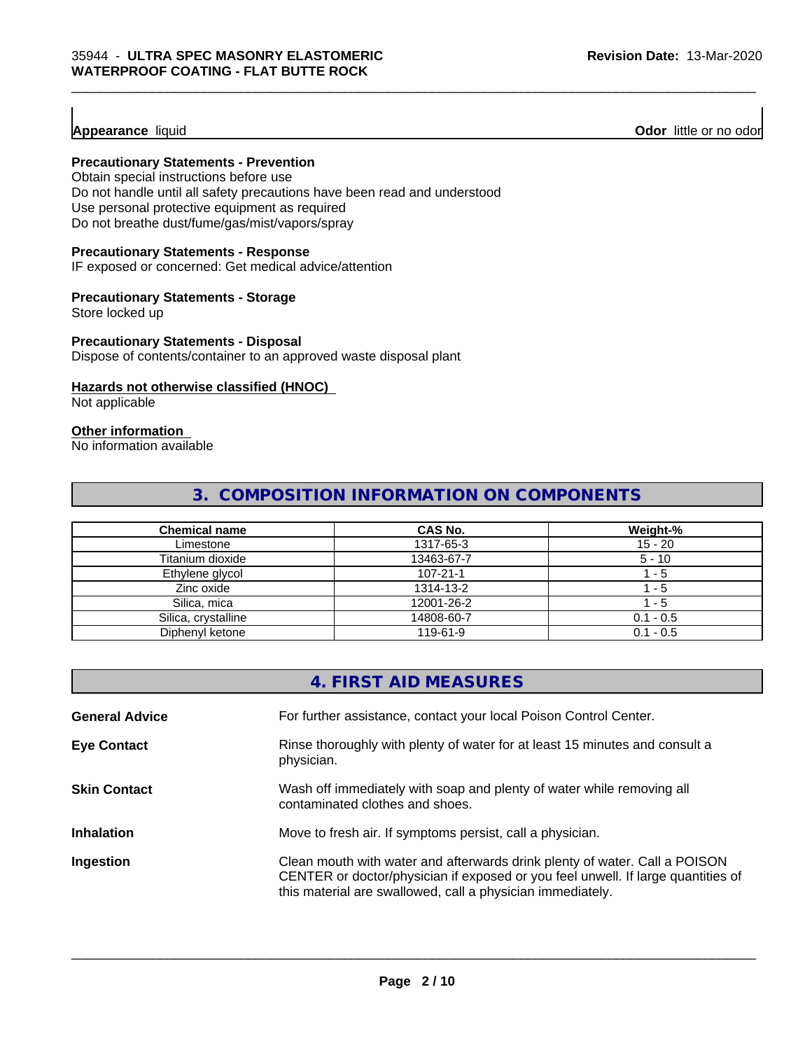**Appearance** liquid **Odor** little or no odor

**Precautionary Statements - Prevention**

Obtain special instructions before use
Do not handle until all safety precautions have been read and understood
Use personal protective equipment as required
Do not breathe dust/fume/gas/mist/vapors/spray

**Precautionary Statements - Response**

IF exposed or concerned: Get medical advice/attention

**Precautionary Statements - Storage**

Store locked up

**Precautionary Statements - Disposal**

Dispose of contents/container to an approved waste disposal plant

**Hazards not otherwise classified (HNOC)**

Not applicable

**Other information**

No information available

## 3. COMPOSITION INFORMATION ON COMPONENTS

| Chemical name | CAS No. | Weight-% |
|---|---|---|
| Limestone | 1317-65-3 | 15 - 20 |
| Titanium dioxide | 13463-67-7 | 5 - 10 |
| Ethylene glycol | 107-21-1 | 1 - 5 |
| Zinc oxide | 1314-13-2 | 1 - 5 |
| Silica, mica | 12001-26-2 | 1 - 5 |
| Silica, crystalline | 14808-60-7 | 0.1 - 0.5 |
| Diphenyl ketone | 119-61-9 | 0.1 - 0.5 |

## 4. FIRST AID MEASURES

**General Advice** For further assistance, contact your local Poison Control Center.

**Eye Contact** Rinse thoroughly with plenty of water for at least 15 minutes and consult a physician.

**Skin Contact** Wash off immediately with soap and plenty of water while removing all contaminated clothes and shoes.

**Inhalation** Move to fresh air. If symptoms persist, call a physician.

**Ingestion** Clean mouth with water and afterwards drink plenty of water. Call a POISON CENTER or doctor/physician if exposed or you feel unwell. If large quantities of this material are swallowed, call a physician immediately.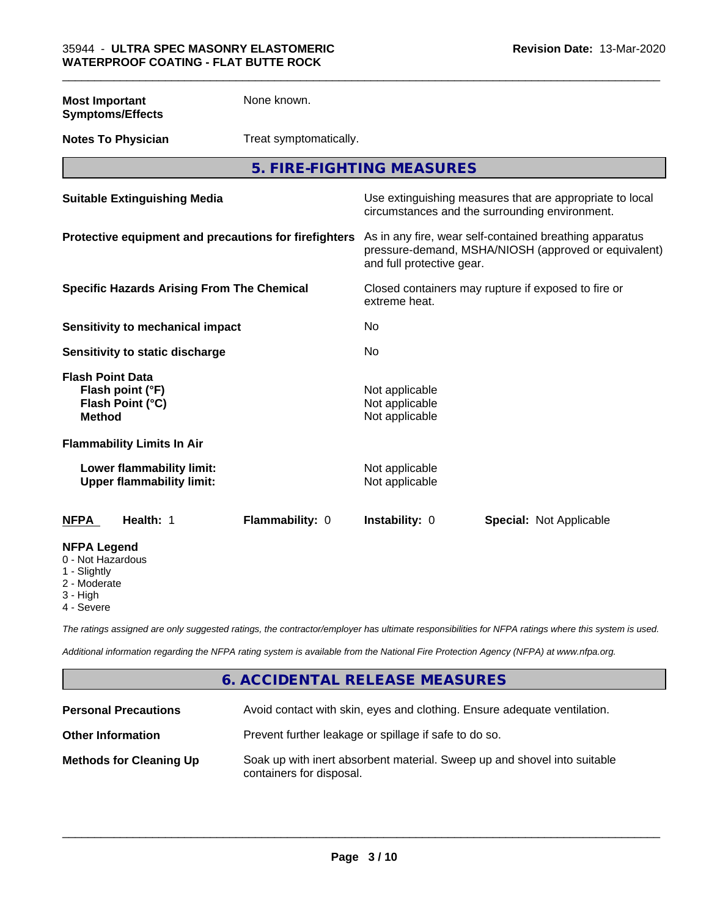**Most Important Symptoms/Effects** None known.

**Notes To Physician** Treat symptomatically.

## 5. FIRE-FIGHTING MEASURES

**Suitable Extinguishing Media** Use extinguishing measures that are appropriate to local circumstances and the surrounding environment.

**Protective equipment and precautions for firefighters** As in any fire, wear self-contained breathing apparatus pressure-demand, MSHA/NIOSH (approved or equivalent) and full protective gear.

**Specific Hazards Arising From The Chemical** Closed containers may rupture if exposed to fire or extreme heat.

**Sensitivity to mechanical impact** No

**Sensitivity to static discharge** No

**Flash Point Data**
**Flash point (°F)** Not applicable
**Flash Point (°C)** Not applicable
**Method** Not applicable

**Flammability Limits In Air**

**Lower flammability limit:** Not applicable
**Upper flammability limit:** Not applicable

| NFPA | Health: 1 | Flammability: 0 | Instability: 0 | Special: Not Applicable |
|---|---|---|---|---|

**NFPA Legend**
0 - Not Hazardous
1 - Slightly
2 - Moderate
3 - High
4 - Severe

*The ratings assigned are only suggested ratings, the contractor/employer has ultimate responsibilities for NFPA ratings where this system is used.*

*Additional information regarding the NFPA rating system is available from the National Fire Protection Agency (NFPA) at www.nfpa.org.*

## 6. ACCIDENTAL RELEASE MEASURES

**Personal Precautions** Avoid contact with skin, eyes and clothing. Ensure adequate ventilation.

**Other Information** Prevent further leakage or spillage if safe to do so.

**Methods for Cleaning Up** Soak up with inert absorbent material. Sweep up and shovel into suitable containers for disposal.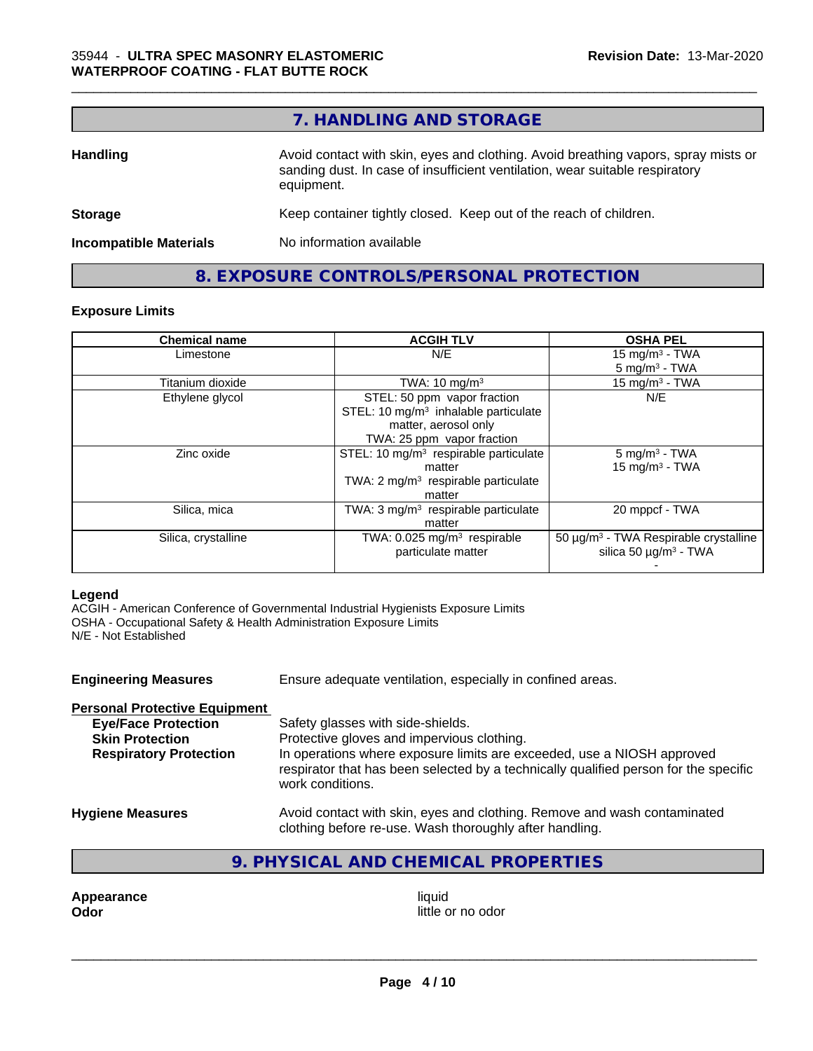## 7. HANDLING AND STORAGE

**Handling** Avoid contact with skin, eyes and clothing. Avoid breathing vapors, spray mists or sanding dust. In case of insufficient ventilation, wear suitable respiratory equipment.

**Storage** Keep container tightly closed. Keep out of the reach of children.

**Incompatible Materials** No information available

## 8. EXPOSURE CONTROLS/PERSONAL PROTECTION

### Exposure Limits

| Chemical name | ACGIH TLV | OSHA PEL |
|---|---|---|
| Limestone | N/E | 15 mg/m³ - TWA<br>5 mg/m³ - TWA |
| Titanium dioxide | TWA: 10 mg/m³ | 15 mg/m³ - TWA |
| Ethylene glycol | STEL: 50 ppm vapor fraction<br>STEL: 10 mg/m³ inhalable particulate matter, aerosol only<br>TWA: 25 ppm vapor fraction | N/E |
| Zinc oxide | STEL: 10 mg/m³ respirable particulate matter<br>TWA: 2 mg/m³ respirable particulate matter | 5 mg/m³ - TWA<br>15 mg/m³ - TWA |
| Silica, mica | TWA: 3 mg/m³ respirable particulate matter | 20 mppcf - TWA |
| Silica, crystalline | TWA: 0.025 mg/m³ respirable particulate matter | 50 µg/m³ - TWA Respirable crystalline silica 50 µg/m³ - TWA<br>- |

**Legend**
ACGIH - American Conference of Governmental Industrial Hygienists Exposure Limits
OSHA - Occupational Safety & Health Administration Exposure Limits
N/E - Not Established

**Engineering Measures** Ensure adequate ventilation, especially in confined areas.

**Personal Protective Equipment**

**Eye/Face Protection** Safety glasses with side-shields.

**Skin Protection** Protective gloves and impervious clothing.

**Respiratory Protection** In operations where exposure limits are exceeded, use a NIOSH approved respirator that has been selected by a technically qualified person for the specific work conditions.

**Hygiene Measures** Avoid contact with skin, eyes and clothing. Remove and wash contaminated clothing before re-use. Wash thoroughly after handling.

## 9. PHYSICAL AND CHEMICAL PROPERTIES

**Appearance** liquid
**Odor** little or no odor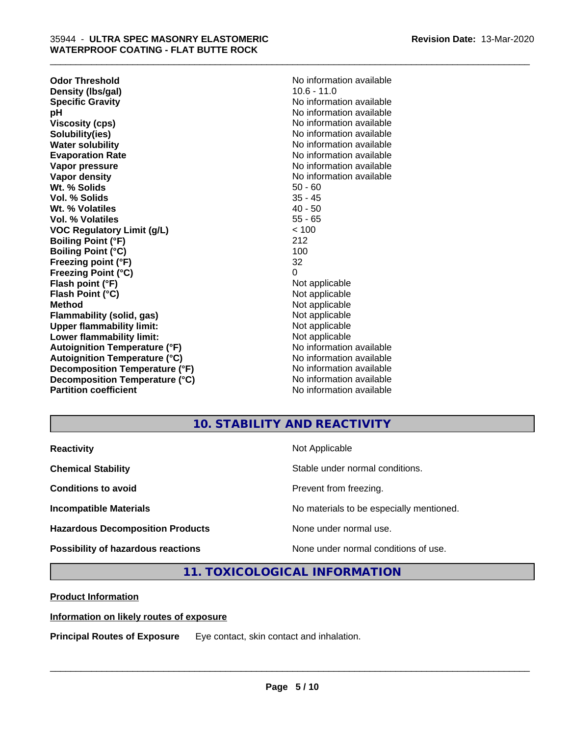| Property | Value |
| --- | --- |
| **Odor Threshold** | No information available |
| **Density (lbs/gal)** | 10.6 - 11.0 |
| **Specific Gravity** | No information available |
| **pH** | No information available |
| **Viscosity (cps)** | No information available |
| **Solubility(ies)** | No information available |
| **Water solubility** | No information available |
| **Evaporation Rate** | No information available |
| **Vapor pressure** | No information available |
| **Vapor density** | No information available |
| **Wt. % Solids** | 50 - 60 |
| **Vol. % Solids** | 35 - 45 |
| **Wt. % Volatiles** | 40 - 50 |
| **Vol. % Volatiles** | 55 - 65 |
| **VOC Regulatory Limit (g/L)** | < 100 |
| **Boiling Point (°F)** | 212 |
| **Boiling Point (°C)** | 100 |
| **Freezing point (°F)** | 32 |
| **Freezing Point (°C)** | 0 |
| **Flash point (°F)** | Not applicable |
| **Flash Point (°C)** | Not applicable |
| **Method** | Not applicable |
| **Flammability (solid, gas)** | Not applicable |
| **Upper flammability limit:** | Not applicable |
| **Lower flammability limit:** | Not applicable |
| **Autoignition Temperature (°F)** | No information available |
| **Autoignition Temperature (°C)** | No information available |
| **Decomposition Temperature (°F)** | No information available |
| **Decomposition Temperature (°C)** | No information available |
| **Partition coefficient** | No information available |

## 10. STABILITY AND REACTIVITY

| Property | Value |
| --- | --- |
| **Reactivity** | Not Applicable |
| **Chemical Stability** | Stable under normal conditions. |
| **Conditions to avoid** | Prevent from freezing. |
| **Incompatible Materials** | No materials to be especially mentioned. |
| **Hazardous Decomposition Products** | None under normal use. |
| **Possibility of hazardous reactions** | None under normal conditions of use. |

## 11. TOXICOLOGICAL INFORMATION

**Product Information**

**Information on likely routes of exposure**

**Principal Routes of Exposure** Eye contact, skin contact and inhalation.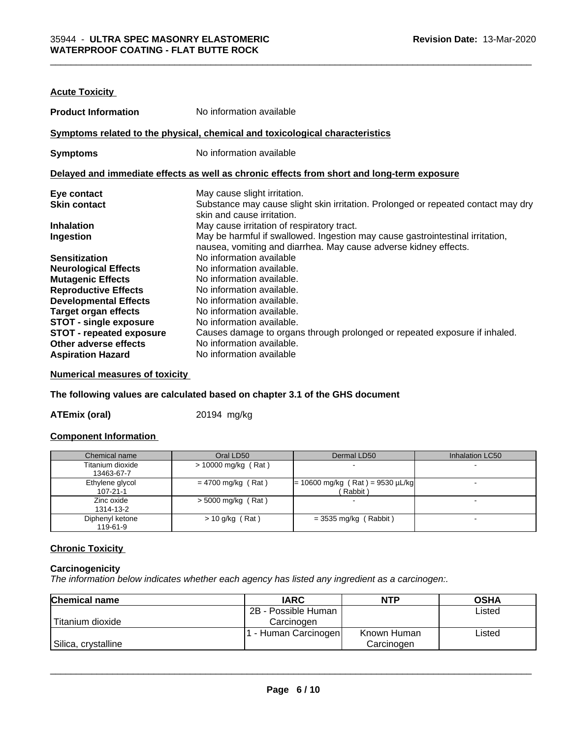**Acute Toxicity**

**Product Information** No information available

**Symptoms related to the physical, chemical and toxicological characteristics**

**Symptoms** No information available

**Delayed and immediate effects as well as chronic effects from short and long-term exposure**

| | |
|---|---|
| **Eye contact** | May cause slight irritation. |
| **Skin contact** | Substance may cause slight skin irritation. Prolonged or repeated contact may dry skin and cause irritation. |
| **Inhalation** | May cause irritation of respiratory tract. |
| **Ingestion** | May be harmful if swallowed. Ingestion may cause gastrointestinal irritation, nausea, vomiting and diarrhea. May cause adverse kidney effects. |
| **Sensitization** | No information available |
| **Neurological Effects** | No information available. |
| **Mutagenic Effects** | No information available. |
| **Reproductive Effects** | No information available. |
| **Developmental Effects** | No information available. |
| **Target organ effects** | No information available. |
| **STOT - single exposure** | No information available. |
| **STOT - repeated exposure** | Causes damage to organs through prolonged or repeated exposure if inhaled. |
| **Other adverse effects** | No information available. |
| **Aspiration Hazard** | No information available |

**Numerical measures of toxicity**

**The following values are calculated based on chapter 3.1 of the GHS document**

**ATEmix (oral)** 20194 mg/kg

**Component Information**

| Chemical name | Oral LD50 | Dermal LD50 | Inhalation LC50 |
|---|---|---|---|
| Titanium dioxide 13463-67-7 | > 10000 mg/kg ( Rat ) | - | - |
| Ethylene glycol 107-21-1 | = 4700 mg/kg ( Rat ) | = 10600 mg/kg ( Rat ) = 9530 µL/kg ( Rabbit ) | - |
| Zinc oxide 1314-13-2 | > 5000 mg/kg ( Rat ) | - | - |
| Diphenyl ketone 119-61-9 | > 10 g/kg ( Rat ) | = 3535 mg/kg ( Rabbit ) | - |

**Chronic Toxicity**

**Carcinogenicity**

*The information below indicates whether each agency has listed any ingredient as a carcinogen:.*

| Chemical name | IARC | NTP | OSHA |
|---|---|---|---|
| Titanium dioxide | 2B - Possible Human Carcinogen | | Listed |
| Silica, crystalline | 1 - Human Carcinogen | Known Human Carcinogen | Listed |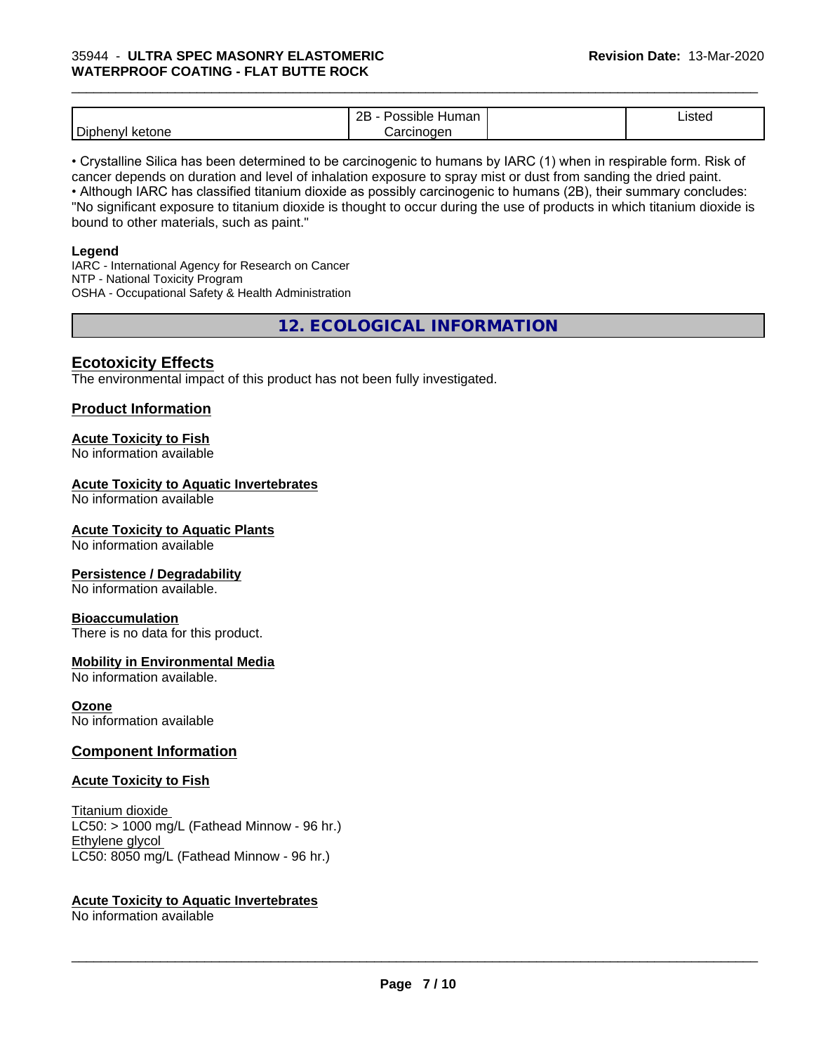| Diphenyl ketone | 2B - Possible Human Carcinogen | | Listed |
|---|---|---|---|

• Crystalline Silica has been determined to be carcinogenic to humans by IARC (1) when in respirable form. Risk of cancer depends on duration and level of inhalation exposure to spray mist or dust from sanding the dried paint.
• Although IARC has classified titanium dioxide as possibly carcinogenic to humans (2B), their summary concludes: "No significant exposure to titanium dioxide is thought to occur during the use of products in which titanium dioxide is bound to other materials, such as paint."

**Legend**
IARC - International Agency for Research on Cancer
NTP - National Toxicity Program
OSHA - Occupational Safety & Health Administration

## 12. ECOLOGICAL INFORMATION

### Ecotoxicity Effects

The environmental impact of this product has not been fully investigated.

### Product Information

**Acute Toxicity to Fish**
No information available

**Acute Toxicity to Aquatic Invertebrates**
No information available

**Acute Toxicity to Aquatic Plants**
No information available

**Persistence / Degradability**
No information available.

**Bioaccumulation**
There is no data for this product.

**Mobility in Environmental Media**
No information available.

**Ozone**
No information available

### Component Information

**Acute Toxicity to Fish**

Titanium dioxide
LC50: > 1000 mg/L (Fathead Minnow - 96 hr.)
Ethylene glycol
LC50: 8050 mg/L (Fathead Minnow - 96 hr.)

**Acute Toxicity to Aquatic Invertebrates**
No information available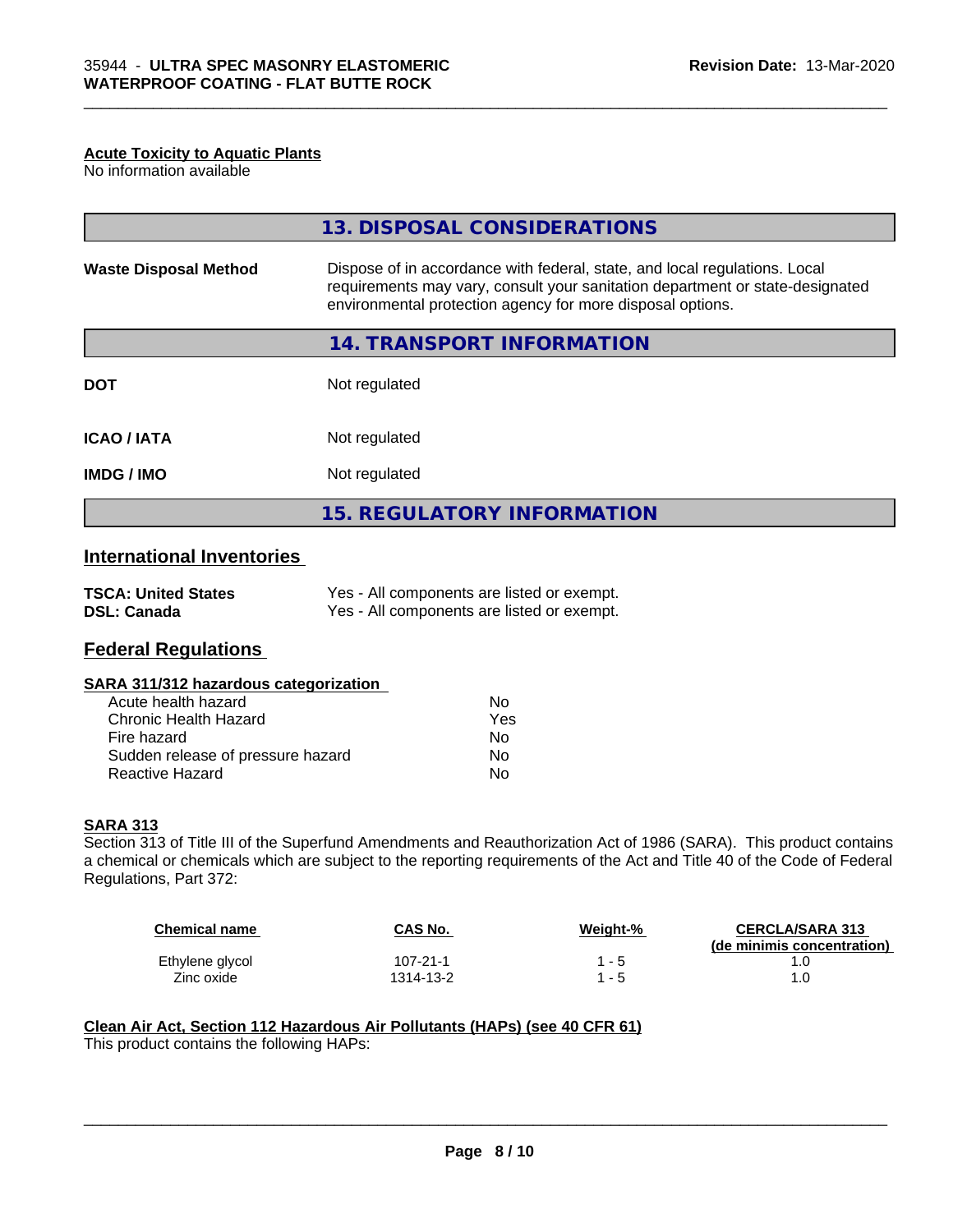#### Acute Toxicity to Aquatic Plants

No information available

## 13. DISPOSAL CONSIDERATIONS

| | |
|---|---|
| **Waste Disposal Method** | Dispose of in accordance with federal, state, and local regulations. Local requirements may vary, consult your sanitation department or state-designated environmental protection agency for more disposal options. |

## 14. TRANSPORT INFORMATION

| | |
|---|---|
| **DOT** | Not regulated |
| **ICAO / IATA** | Not regulated |
| **IMDG / IMO** | Not regulated |

## 15. REGULATORY INFORMATION

### International Inventories

| | |
|---|---|
| **TSCA: United States** | Yes - All components are listed or exempt. |
| **DSL: Canada** | Yes - All components are listed or exempt. |

### Federal Regulations

#### SARA 311/312 hazardous categorization

| | |
|---|---|
| Acute health hazard | No |
| Chronic Health Hazard | Yes |
| Fire hazard | No |
| Sudden release of pressure hazard | No |
| Reactive Hazard | No |

#### SARA 313

Section 313 of Title III of the Superfund Amendments and Reauthorization Act of 1986 (SARA). This product contains a chemical or chemicals which are subject to the reporting requirements of the Act and Title 40 of the Code of Federal Regulations, Part 372:

| Chemical name | CAS No. | Weight-% | CERCLA/SARA 313 (de minimis concentration) |
|---|---|---|---|
| Ethylene glycol | 107-21-1 | 1 - 5 | 1.0 |
| Zinc oxide | 1314-13-2 | 1 - 5 | 1.0 |

#### Clean Air Act, Section 112 Hazardous Air Pollutants (HAPs) (see 40 CFR 61)

This product contains the following HAPs: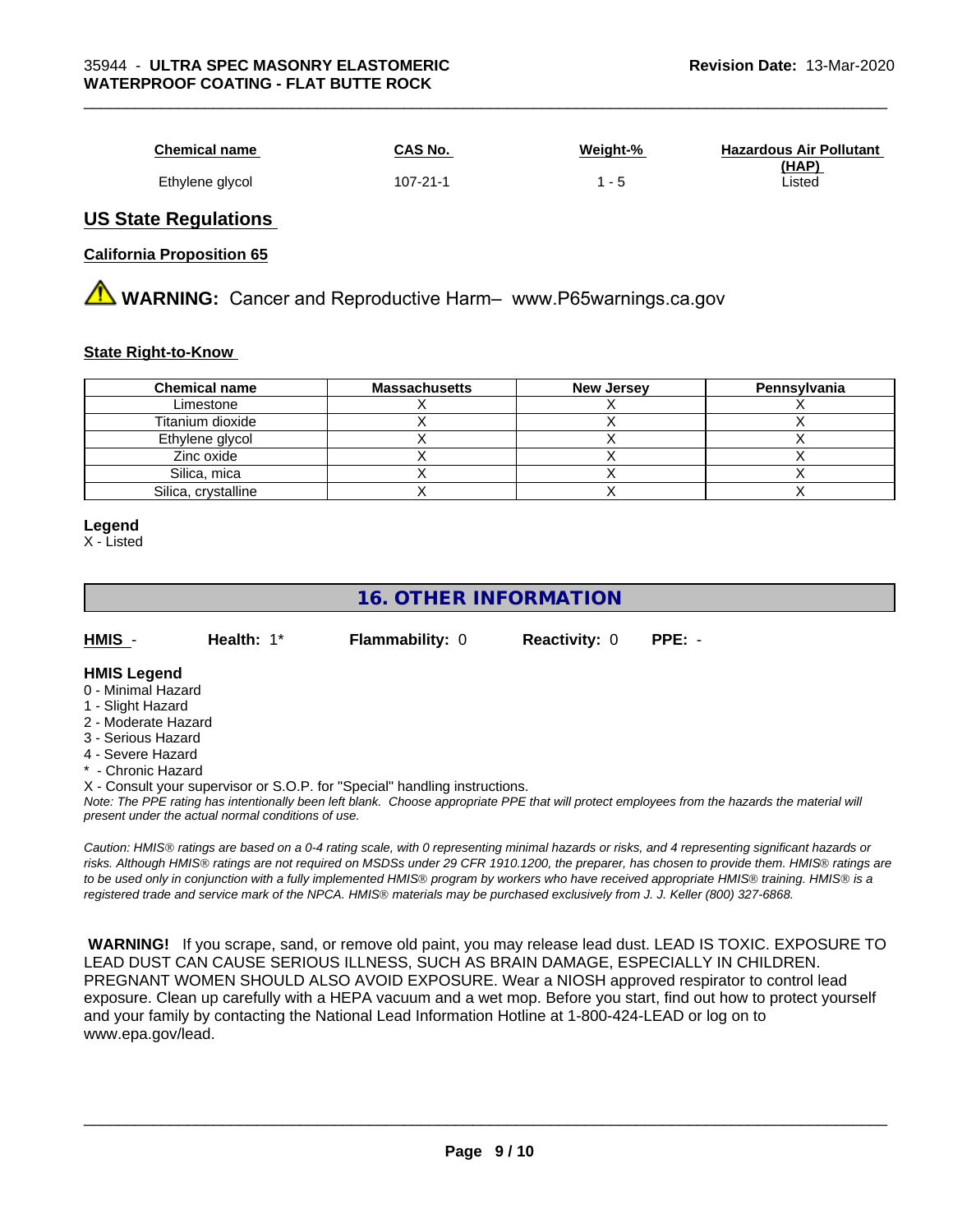| Chemical name | CAS No. | Weight-% | Hazardous Air Pollutant (HAP) |
|---|---|---|---|
| Ethylene glycol | 107-21-1 | 1 - 5 | Listed |

## US State Regulations

### California Proposition 65

**WARNING:** Cancer and Reproductive Harm– www.P65warnings.ca.gov

### State Right-to-Know

| Chemical name | Massachusetts | New Jersey | Pennsylvania |
|---|---|---|---|
| Limestone | X | X | X |
| Titanium dioxide | X | X | X |
| Ethylene glycol | X | X | X |
| Zinc oxide | X | X | X |
| Silica, mica | X | X | X |
| Silica, crystalline | X | X | X |

**Legend**

X - Listed

## 16. OTHER INFORMATION

**HMIS** - **Health:** 1* **Flammability:** 0 **Reactivity:** 0 **PPE:** -

**HMIS Legend**

0 - Minimal Hazard
1 - Slight Hazard
2 - Moderate Hazard
3 - Serious Hazard
4 - Severe Hazard
* - Chronic Hazard
X - Consult your supervisor or S.O.P. for "Special" handling instructions.

*Note: The PPE rating has intentionally been left blank. Choose appropriate PPE that will protect employees from the hazards the material will present under the actual normal conditions of use.*

*Caution: HMIS® ratings are based on a 0-4 rating scale, with 0 representing minimal hazards or risks, and 4 representing significant hazards or risks. Although HMIS® ratings are not required on MSDSs under 29 CFR 1910.1200, the preparer, has chosen to provide them. HMIS® ratings are to be used only in conjunction with a fully implemented HMIS® program by workers who have received appropriate HMIS® training. HMIS® is a registered trade and service mark of the NPCA. HMIS® materials may be purchased exclusively from J. J. Keller (800) 327-6868.*

**WARNING!** If you scrape, sand, or remove old paint, you may release lead dust. LEAD IS TOXIC. EXPOSURE TO LEAD DUST CAN CAUSE SERIOUS ILLNESS, SUCH AS BRAIN DAMAGE, ESPECIALLY IN CHILDREN. PREGNANT WOMEN SHOULD ALSO AVOID EXPOSURE. Wear a NIOSH approved respirator to control lead exposure. Clean up carefully with a HEPA vacuum and a wet mop. Before you start, find out how to protect yourself and your family by contacting the National Lead Information Hotline at 1-800-424-LEAD or log on to www.epa.gov/lead.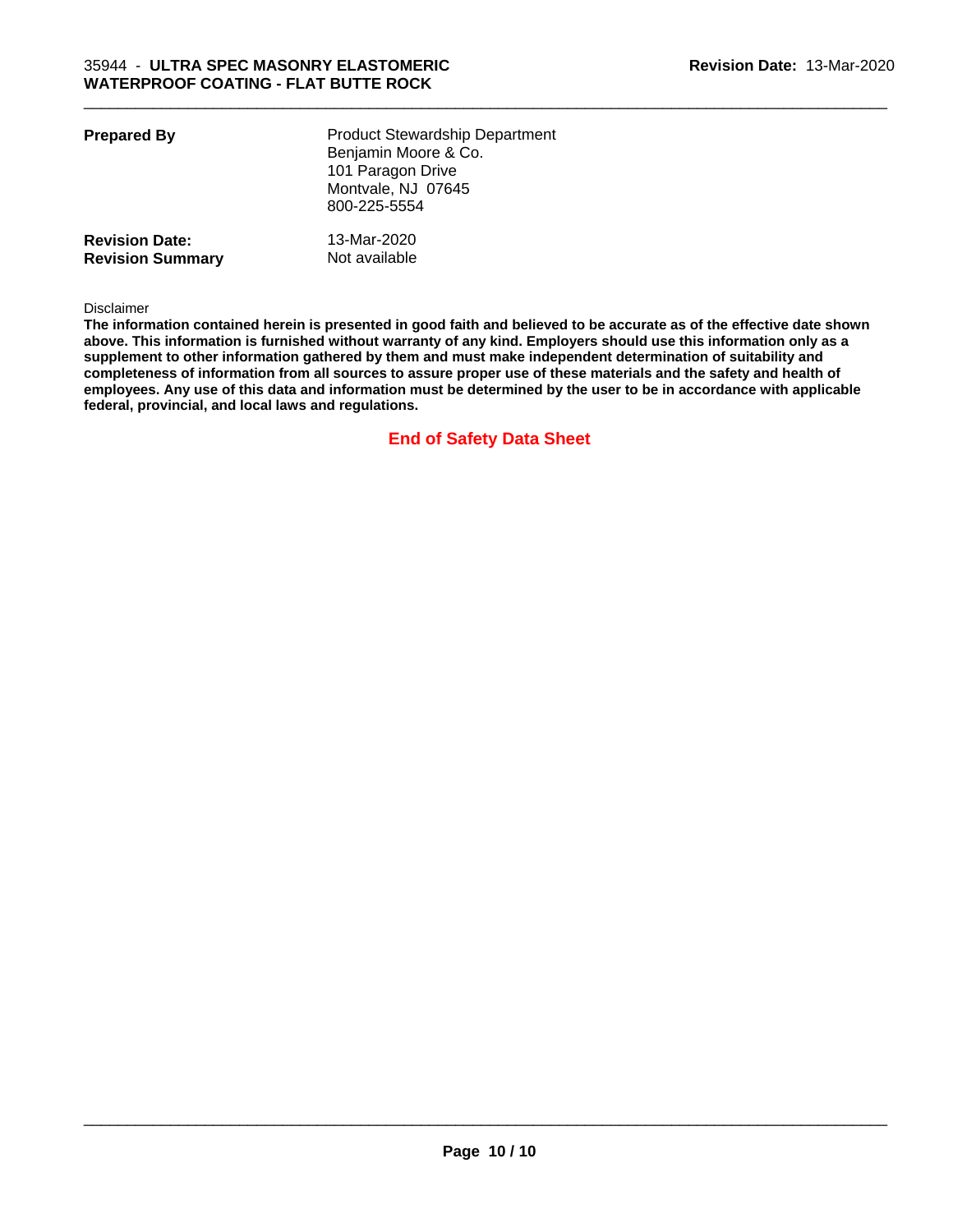| | |
|---|---|
| **Prepared By** | Product Stewardship Department<br>Benjamin Moore & Co.<br>101 Paragon Drive<br>Montvale, NJ 07645<br>800-225-5554 |
| **Revision Date:** | 13-Mar-2020 |
| **Revision Summary** | Not available |

Disclaimer

**The information contained herein is presented in good faith and believed to be accurate as of the effective date shown above. This information is furnished without warranty of any kind. Employers should use this information only as a supplement to other information gathered by them and must make independent determination of suitability and completeness of information from all sources to assure proper use of these materials and the safety and health of employees. Any use of this data and information must be determined by the user to be in accordance with applicable federal, provincial, and local laws and regulations.**

**End of Safety Data Sheet**